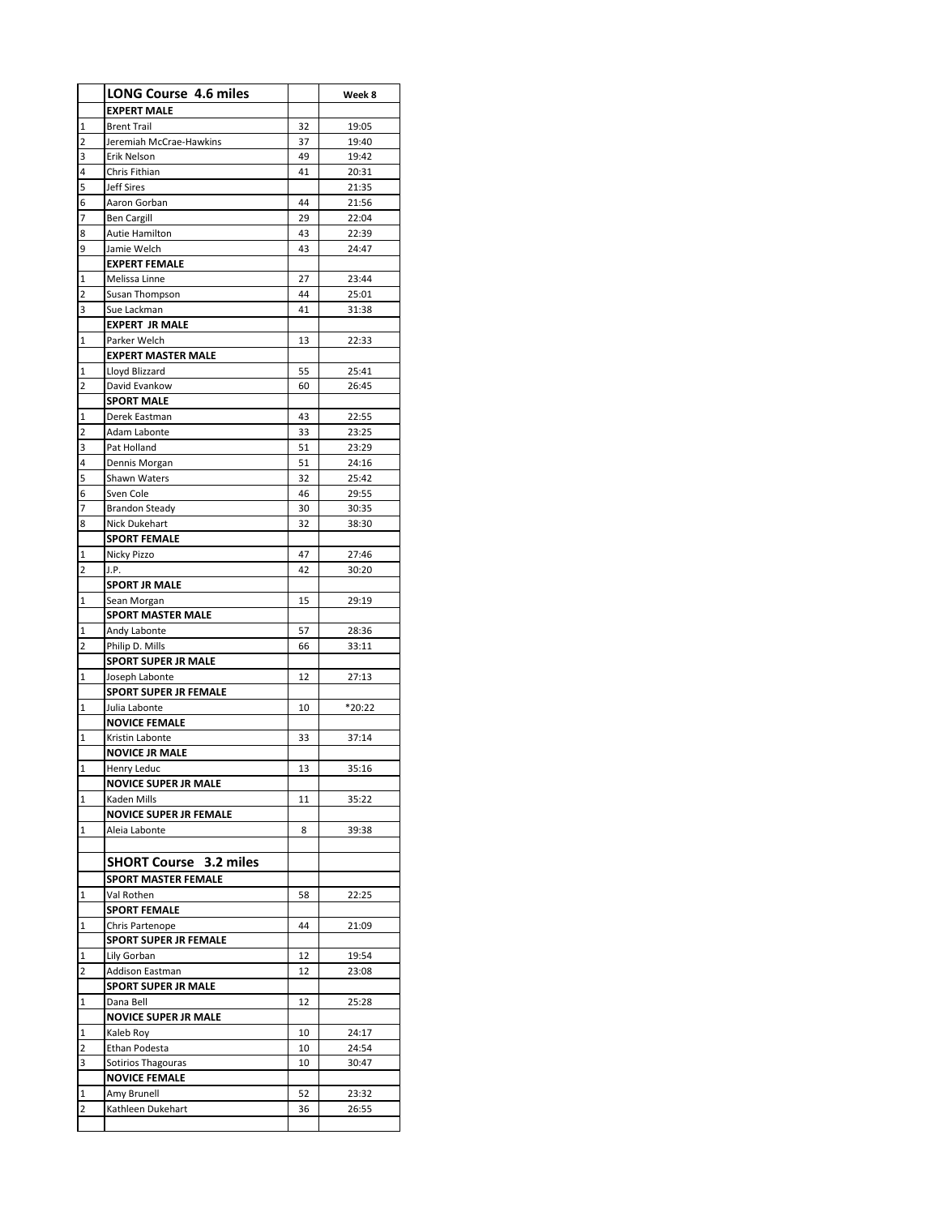| | LONG Course 4.6 miles | | Week 8 |
|---|---|---|---|
| | **EXPERT MALE** | | |
| 1 | Brent Trail | 32 | 19:05 |
| 2 | Jeremiah McCrae-Hawkins | 37 | 19:40 |
| 3 | Erik Nelson | 49 | 19:42 |
| 4 | Chris Fithian | 41 | 20:31 |
| 5 | Jeff Sires | | 21:35 |
| 6 | Aaron Gorban | 44 | 21:56 |
| 7 | Ben Cargill | 29 | 22:04 |
| 8 | Autie Hamilton | 43 | 22:39 |
| 9 | Jamie Welch | 43 | 24:47 |
| | **EXPERT FEMALE** | | |
| 1 | Melissa Linne | 27 | 23:44 |
| 2 | Susan Thompson | 44 | 25:01 |
| 3 | Sue Lackman | 41 | 31:38 |
| | **EXPERT JR MALE** | | |
| 1 | Parker Welch | 13 | 22:33 |
| | **EXPERT MASTER MALE** | | |
| 1 | Lloyd Blizzard | 55 | 25:41 |
| 2 | David Evankow | 60 | 26:45 |
| | **SPORT MALE** | | |
| 1 | Derek Eastman | 43 | 22:55 |
| 2 | Adam Labonte | 33 | 23:25 |
| 3 | Pat Holland | 51 | 23:29 |
| 4 | Dennis Morgan | 51 | 24:16 |
| 5 | Shawn Waters | 32 | 25:42 |
| 6 | Sven Cole | 46 | 29:55 |
| 7 | Brandon Steady | 30 | 30:35 |
| 8 | Nick Dukehart | 32 | 38:30 |
| | **SPORT FEMALE** | | |
| 1 | Nicky Pizzo | 47 | 27:46 |
| 2 | J.P. | 42 | 30:20 |
| | **SPORT JR MALE** | | |
| 1 | Sean Morgan | 15 | 29:19 |
| | **SPORT MASTER MALE** | | |
| 1 | Andy Labonte | 57 | 28:36 |
| 2 | Philip D. Mills | 66 | 33:11 |
| | **SPORT SUPER JR MALE** | | |
| 1 | Joseph Labonte | 12 | 27:13 |
| | **SPORT SUPER JR FEMALE** | | |
| 1 | Julia Labonte | 10 | *20:22 |
| | **NOVICE FEMALE** | | |
| 1 | Kristin Labonte | 33 | 37:14 |
| | **NOVICE JR MALE** | | |
| 1 | Henry Leduc | 13 | 35:16 |
| | **NOVICE SUPER JR MALE** | | |
| 1 | Kaden Mills | 11 | 35:22 |
| | **NOVICE SUPER JR FEMALE** | | |
| 1 | Aleia Labonte | 8 | 39:38 |
| | | | |
| | **SHORT Course 3.2 miles** | | |
| | **SPORT MASTER FEMALE** | | |
| 1 | Val Rothen | 58 | 22:25 |
| | **SPORT FEMALE** | | |
| 1 | Chris Partenope | 44 | 21:09 |
| | **SPORT SUPER JR FEMALE** | | |
| 1 | Lily Gorban | 12 | 19:54 |
| 2 | Addison Eastman | 12 | 23:08 |
| | **SPORT SUPER JR MALE** | | |
| 1 | Dana Bell | 12 | 25:28 |
| | **NOVICE SUPER JR MALE** | | |
| 1 | Kaleb Roy | 10 | 24:17 |
| 2 | Ethan Podesta | 10 | 24:54 |
| 3 | Sotirios Thagouras | 10 | 30:47 |
| | **NOVICE FEMALE** | | |
| 1 | Amy Brunell | 52 | 23:32 |
| 2 | Kathleen Dukehart | 36 | 26:55 |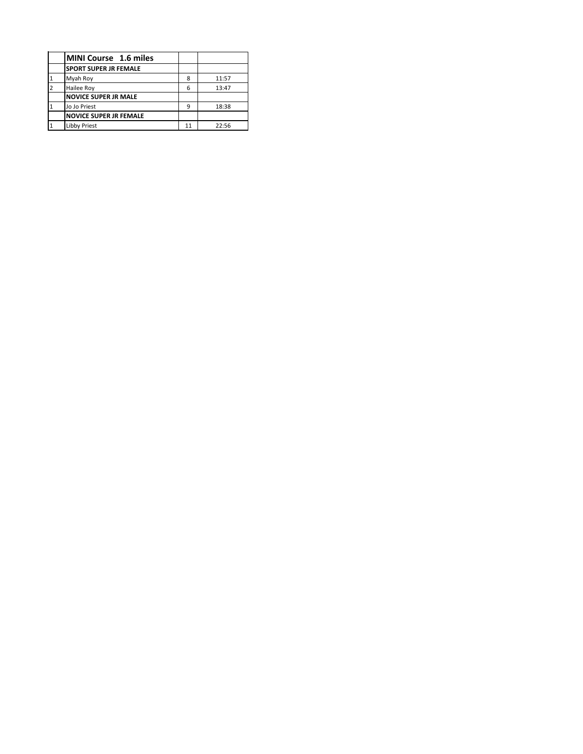| | | | |
|---|---|---|---|
| | **MINI Course 1.6 miles** | | |
| | **SPORT SUPER JR FEMALE** | | |
| 1 | Myah Roy | 8 | 11:57 |
| 2 | Hailee Roy | 6 | 13:47 |
| | **NOVICE SUPER JR MALE** | | |
| 1 | Jo Jo Priest | 9 | 18:38 |
| | **NOVICE SUPER JR FEMALE** | | |
| 1 | Libby Priest | 11 | 22:56 |